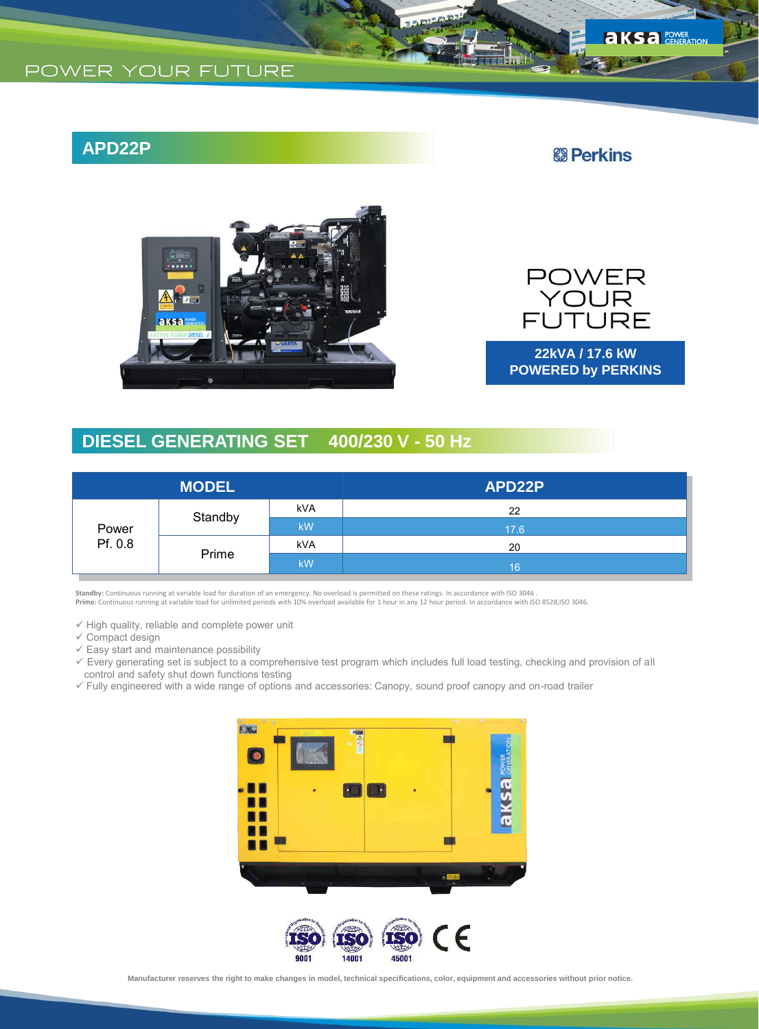POWER YOUR FUTURE

## APD22P

Perkins

POWER YOUR FUTURE

**22kVA / 17.6 kW**
**POWERED by PERKINS**

## DIESEL GENERATING SET 400/230 V - 50 Hz

| MODEL | | | APD22P |
|---|---|---|---|
| Power Pf. 0.8 | Standby | kVA | 22 |
| | | kW | 17.6 |
| | Prime | kVA | 20 |
| | | kW | 16 |

**Standby:** Continuous running at variable load for duration of an emergency. No overload is permitted on these ratings. In accordance with ISO 3046 .
**Prime:** Continuous running at variable load for unlimited periods with 10% overload available for 1 hour in any 12 hour period. In accordance with ISO 8528,ISO 3046.

- ✓ High quality, reliable and complete power unit
- ✓ Compact design
- ✓ Easy start and maintenance possibility
- ✓ Every generating set is subject to a comprehensive test program which includes full load testing, checking and provision of all control and safety shut down functions testing
- ✓ Fully engineered with a wide range of options and accessories: Canopy, sound proof canopy and on-road trailer

ISO 9001 ISO 14001 ISO 45001 CE

**Manufacturer reserves the right to make changes in model, technical specifications, color, equipment and accessories without prior notice.**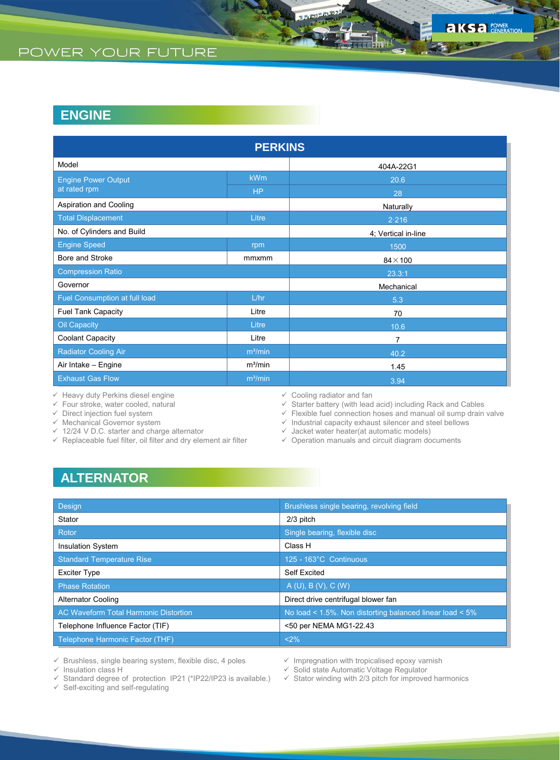## ENGINE

| PERKINS | | |
|---|---|---|
| Model | | 404A-22G1 |
| Engine Power Output at rated rpm | kWm | 20.6 |
| | HP | 28 |
| Aspiration and Cooling | | Naturally |
| Total Displacement | Litre | 2.216 |
| No. of Cylinders and Build | | 4; Vertical in-line |
| Engine Speed | rpm | 1500 |
| Bore and Stroke | mmxmm | 84×100 |
| Compression Ratio | | 23.3:1 |
| Governor | | Mechanical |
| Fuel Consumption at full load | L/hr | 5.3 |
| Fuel Tank Capacity | Litre | 70 |
| Oil Capacity | Litre | 10.6 |
| Coolant Capacity | Litre | 7 |
| Radiator Cooling Air | $m^3$/min | 40.2 |
| Air Intake – Engine | $m^3$/min | 1.45 |
| Exhaust Gas Flow | $m^3$/min | 3.94 |

- ✓ Heavy duty Perkins diesel engine
- ✓ Four stroke, water cooled, natural
- ✓ Direct injection fuel system
- ✓ Mechanical Governor system
- ✓ 12/24 V D.C. starter and charge alternator
- ✓ Replaceable fuel filter, oil filter and dry element air filter
- ✓ Cooling radiator and fan
- ✓ Starter battery (with lead acid) including Rack and Cables
- ✓ Flexible fuel connection hoses and manual oil sump drain valve
- ✓ Industrial capacity exhaust silencer and steel bellows
- ✓ Jacket water heater(at automatic models)
- ✓ Operation manuals and circuit diagram documents

## ALTERNATOR

| Design | Brushless single bearing, revolving field |
|---|---|
| Stator | 2/3 pitch |
| Rotor | Single bearing, flexible disc |
| Insulation System | Class H |
| Standard Temperature Rise | 125 - 163°C Continuous |
| Exciter Type | Self Excited |
| Phase Rotation | A (U), B (V), C (W) |
| Alternator Cooling | Direct drive centrifugal blower fan |
| AC Waveform Total Harmonic Distortion | No load < 1.5%. Non distorting balanced linear load < 5% |
| Telephone Influence Factor (TIF) | <50 per NEMA MG1-22.43 |
| Telephone Harmonic Factor (THF) | <2% |

- ✓ Brushless, single bearing system, flexible disc, 4 poles
- ✓ Insulation class H
- ✓ Standard degree of protection IP21 (*IP22/IP23 is available.)
- ✓ Self-exciting and self-regulating
- ✓ Impregnation with tropicalised epoxy varnish
- ✓ Solid state Automatic Voltage Regulator
- ✓ Stator winding with 2/3 pitch for improved harmonics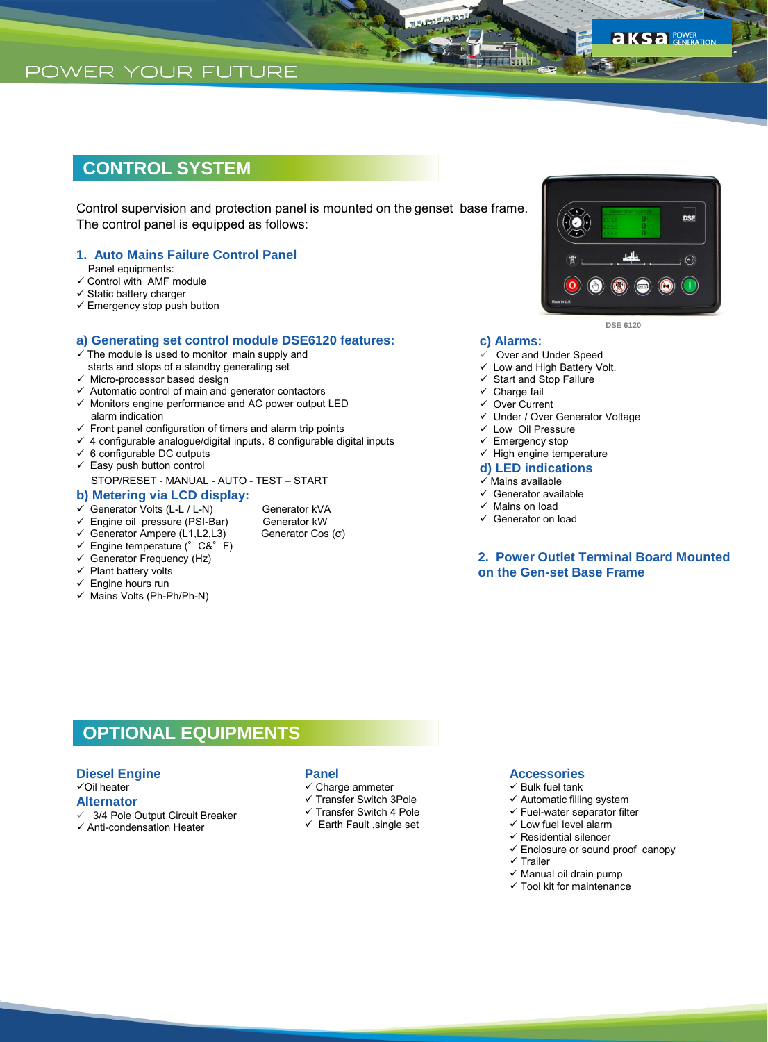## CONTROL SYSTEM

Control supervision and protection panel is mounted on the genset base frame. The control panel is equipped as follows:

### 1. Auto Mains Failure Control Panel

Panel equipments:

- ✓ Control with AMF module
- ✓ Static battery charger
- ✓ Emergency stop push button

DSE 6120

### a) Generating set control module DSE6120 features:

- ✓ The module is used to monitor main supply and starts and stops of a standby generating set
- ✓ Micro-processor based design
- ✓ Automatic control of main and generator contactors
- ✓ Monitors engine performance and AC power output LED alarm indication
- ✓ Front panel configuration of timers and alarm trip points
- ✓ 4 configurable analogue/digital inputs, 8 configurable digital inputs
- ✓ 6 configurable DC outputs
- ✓ Easy push button control

STOP/RESET - MANUAL - AUTO - TEST – START

### b) Metering via LCD display:

- ✓ Generator Volts (L-L / L-N)
- ✓ Engine oil pressure (PSI-Bar)
- ✓ Generator Ampere (L1,L2,L3)
- ✓ Engine temperature (° C& ° F)
- ✓ Generator Frequency (Hz)
- ✓ Plant battery volts
- ✓ Engine hours run
- ✓ Mains Volts (Ph-Ph/Ph-N)
- Generator kVA
- Generator kW
- Generator Cos (σ)

### c) Alarms:

- ✓ Over and Under Speed
- ✓ Low and High Battery Volt.
- ✓ Start and Stop Failure
- ✓ Charge fail
- ✓ Over Current
- ✓ Under / Over Generator Voltage
- ✓ Low Oil Pressure
- ✓ Emergency stop
- ✓ High engine temperature

### d) LED indications

- ✓ Mains available
- ✓ Generator available
- ✓ Mains on load
- ✓ Generator on load

### 2. Power Outlet Terminal Board Mounted on the Gen-set Base Frame

## OPTIONAL EQUIPMENTS

### Diesel Engine

- ✓ Oil heater

### Alternator

- ✓ 3/4 Pole Output Circuit Breaker
- ✓ Anti-condensation Heater

### Panel

- ✓ Charge ammeter
- ✓ Transfer Switch 3Pole
- ✓ Transfer Switch 4 Pole
- ✓ Earth Fault ,single set

### Accessories

- ✓ Bulk fuel tank
- ✓ Automatic filling system
- ✓ Fuel-water separator filter
- ✓ Low fuel level alarm
- ✓ Residential silencer
- ✓ Enclosure or sound proof canopy
- ✓ Trailer
- ✓ Manual oil drain pump
- ✓ Tool kit for maintenance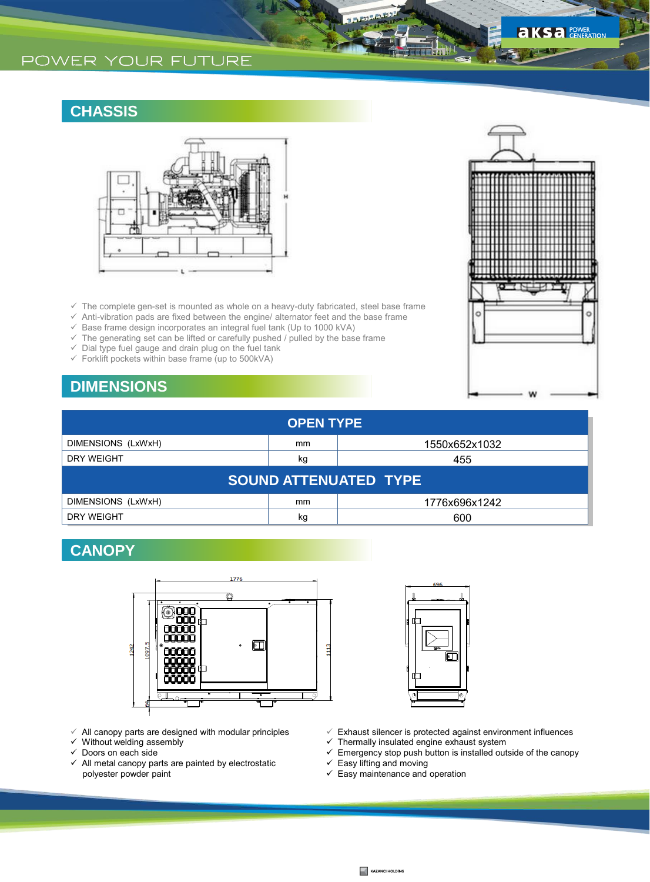## CHASSIS

- ✓ The complete gen-set is mounted as whole on a heavy-duty fabricated, steel base frame
- ✓ Anti-vibration pads are fixed between the engine/ alternator feet and the base frame
- ✓ Base frame design incorporates an integral fuel tank (Up to 1000 kVA)
- ✓ The generating set can be lifted or carefully pushed / pulled by the base frame
- ✓ Dial type fuel gauge and drain plug on the fuel tank
- ✓ Forklift pockets within base frame (up to 500kVA)

## DIMENSIONS

| OPEN TYPE | | |
|---|---|---|
| DIMENSIONS (LxWxH) | mm | 1550x652x1032 |
| DRY WEIGHT | kg | 455 |
| **SOUND ATTENUATED TYPE** | | |
| DIMENSIONS (LxWxH) | mm | 1776x696x1242 |
| DRY WEIGHT | kg | 600 |

## CANOPY

- ✓ All canopy parts are designed with modular principles
- ✓ Without welding assembly
- ✓ Doors on each side
- ✓ All metal canopy parts are painted by electrostatic polyester powder paint
- ✓ Exhaust silencer is protected against environment influences
- ✓ Thermally insulated engine exhaust system
- ✓ Emergency stop push button is installed outside of the canopy
- ✓ Easy lifting and moving
- ✓ Easy maintenance and operation